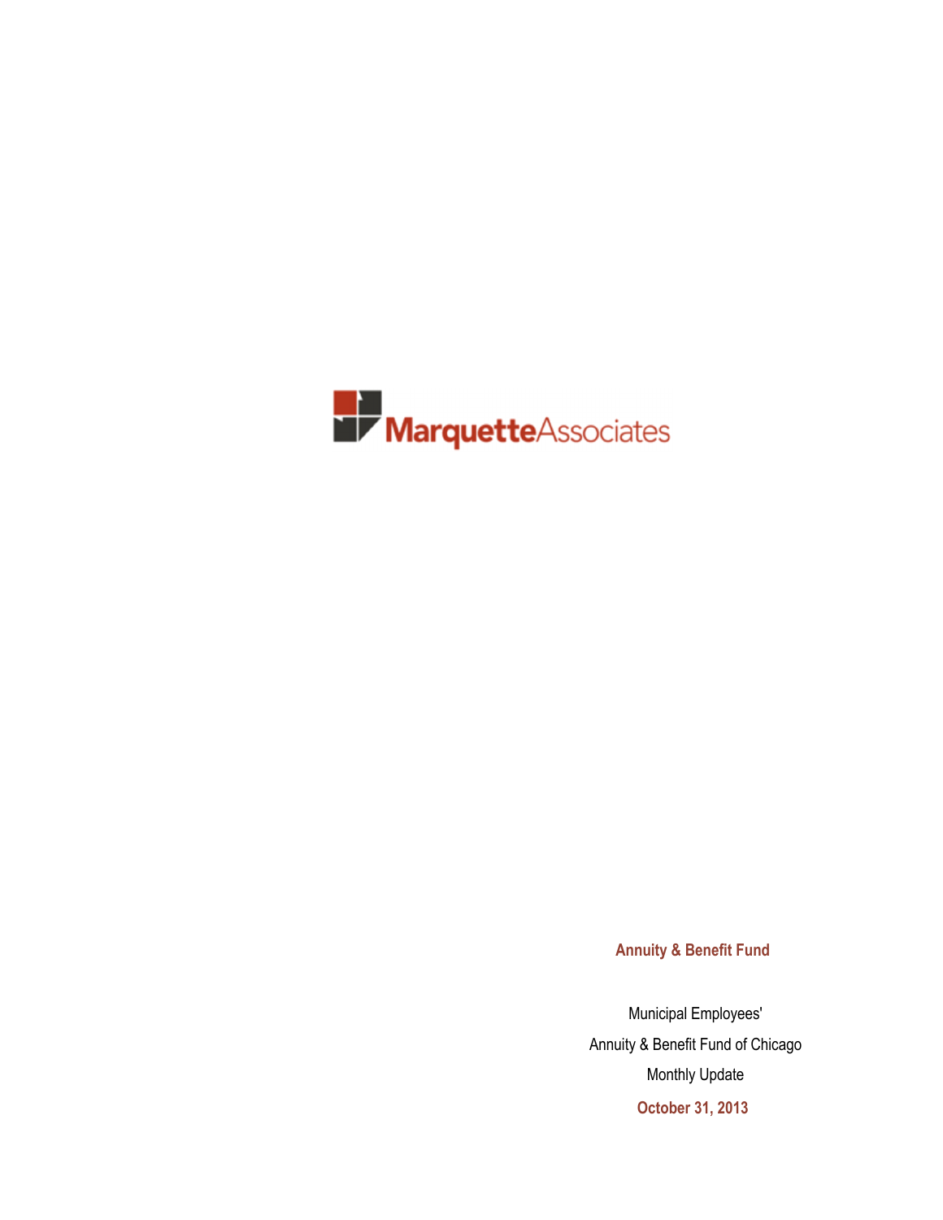MarquetteAssociates

**Annuity & Benefit Fund**

Municipal Employees'

Annuity & Benefit Fund of Chicago

Monthly Update

**October 31, 2013**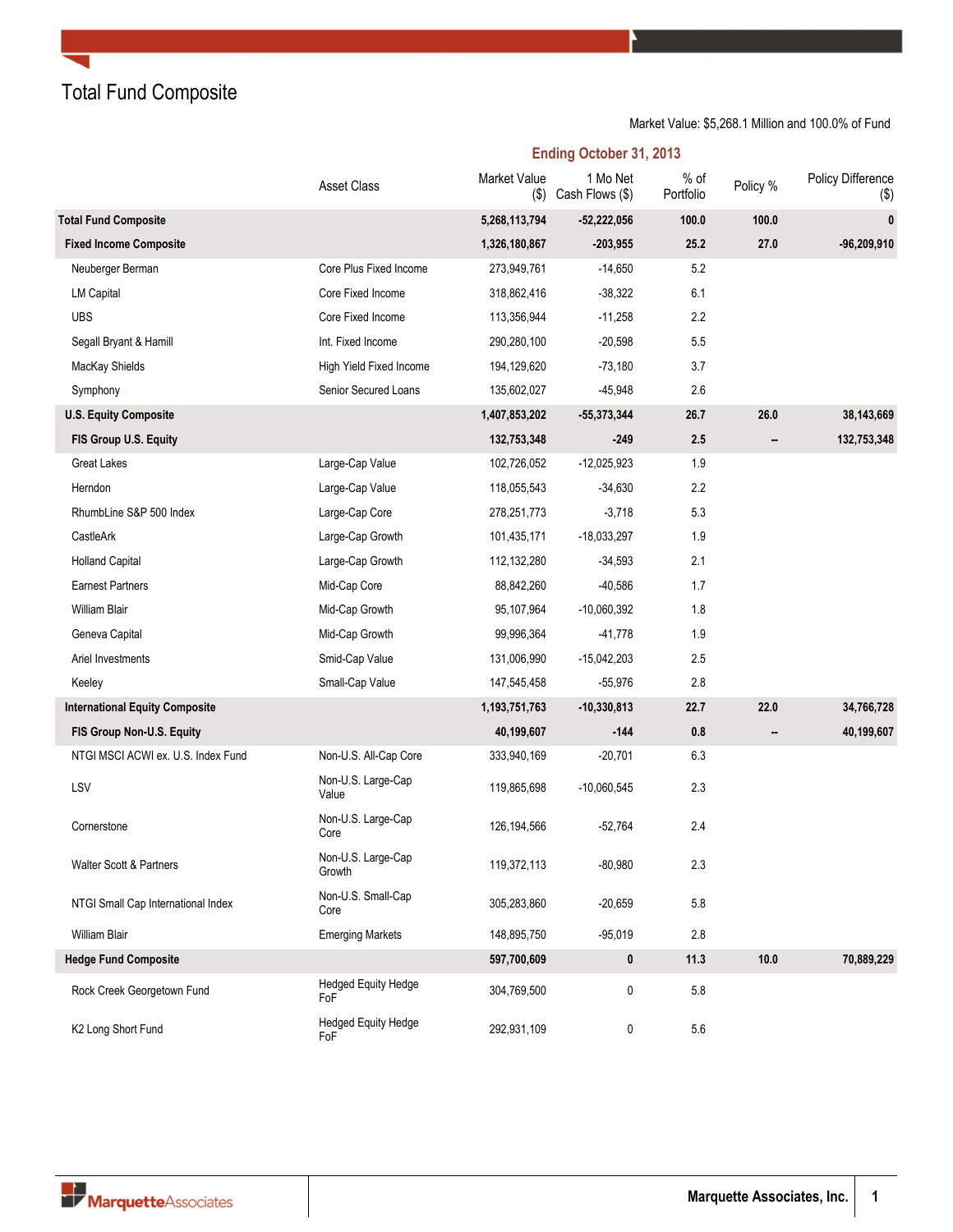# Total Fund Composite

Market Value: $5,268.1 Million and 100.0% of Fund

| | | Ending October 31, 2013 | | | | |
|---|---|---|---|---|---|---|
| | Asset Class | Market Value ($) | 1 Mo Net Cash Flows ($) | % of Portfolio | Policy % | Policy Difference ($) |
| **Total Fund Composite** | | **5,268,113,794** | **-52,222,056** | **100.0** | **100.0** | **0** |
| **Fixed Income Composite** | | **1,326,180,867** | **-203,955** | **25.2** | **27.0** | **-96,209,910** |
| Neuberger Berman | Core Plus Fixed Income | 273,949,761 | -14,650 | 5.2 | | |
| LM Capital | Core Fixed Income | 318,862,416 | -38,322 | 6.1 | | |
| UBS | Core Fixed Income | 113,356,944 | -11,258 | 2.2 | | |
| Segall Bryant & Hamill | Int. Fixed Income | 290,280,100 | -20,598 | 5.5 | | |
| MacKay Shields | High Yield Fixed Income | 194,129,620 | -73,180 | 3.7 | | |
| Symphony | Senior Secured Loans | 135,602,027 | -45,948 | 2.6 | | |
| **U.S. Equity Composite** | | **1,407,853,202** | **-55,373,344** | **26.7** | **26.0** | **38,143,669** |
| **FIS Group U.S. Equity** | | **132,753,348** | **-249** | **2.5** | **--** | **132,753,348** |
| Great Lakes | Large-Cap Value | 102,726,052 | -12,025,923 | 1.9 | | |
| Herndon | Large-Cap Value | 118,055,543 | -34,630 | 2.2 | | |
| RhumbLine S&P 500 Index | Large-Cap Core | 278,251,773 | -3,718 | 5.3 | | |
| CastleArk | Large-Cap Growth | 101,435,171 | -18,033,297 | 1.9 | | |
| Holland Capital | Large-Cap Growth | 112,132,280 | -34,593 | 2.1 | | |
| Earnest Partners | Mid-Cap Core | 88,842,260 | -40,586 | 1.7 | | |
| William Blair | Mid-Cap Growth | 95,107,964 | -10,060,392 | 1.8 | | |
| Geneva Capital | Mid-Cap Growth | 99,996,364 | -41,778 | 1.9 | | |
| Ariel Investments | Smid-Cap Value | 131,006,990 | -15,042,203 | 2.5 | | |
| Keeley | Small-Cap Value | 147,545,458 | -55,976 | 2.8 | | |
| **International Equity Composite** | | **1,193,751,763** | **-10,330,813** | **22.7** | **22.0** | **34,766,728** |
| **FIS Group Non-U.S. Equity** | | **40,199,607** | **-144** | **0.8** | **--** | **40,199,607** |
| NTGI MSCI ACWI ex. U.S. Index Fund | Non-U.S. All-Cap Core | 333,940,169 | -20,701 | 6.3 | | |
| LSV | Non-U.S. Large-Cap Value | 119,865,698 | -10,060,545 | 2.3 | | |
| Cornerstone | Non-U.S. Large-Cap Core | 126,194,566 | -52,764 | 2.4 | | |
| Walter Scott & Partners | Non-U.S. Large-Cap Growth | 119,372,113 | -80,980 | 2.3 | | |
| NTGI Small Cap International Index | Non-U.S. Small-Cap Core | 305,283,860 | -20,659 | 5.8 | | |
| William Blair | Emerging Markets | 148,895,750 | -95,019 | 2.8 | | |
| **Hedge Fund Composite** | | **597,700,609** | **0** | **11.3** | **10.0** | **70,889,229** |
| Rock Creek Georgetown Fund | Hedged Equity Hedge FoF | 304,769,500 | 0 | 5.8 | | |
| K2 Long Short Fund | Hedged Equity Hedge FoF | 292,931,109 | 0 | 5.6 | | |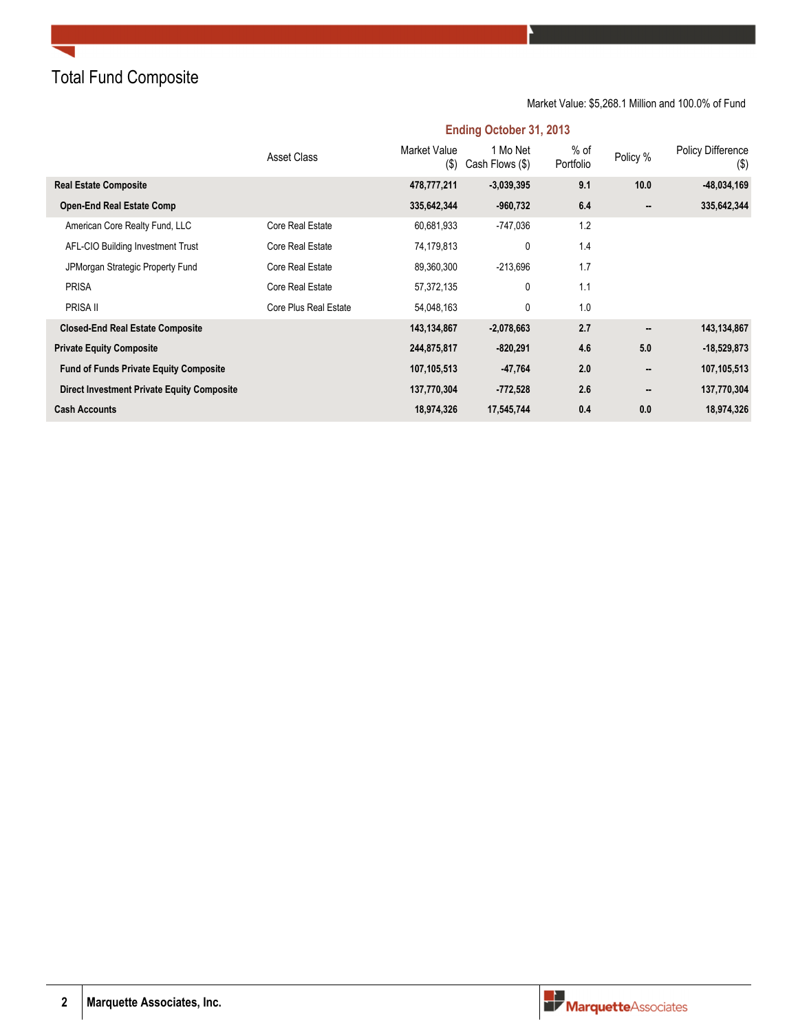# Total Fund Composite

Market Value: $5,268.1 Million and 100.0% of Fund

| | Ending October 31, 2013 | | | | | |
|---|---|---|---|---|---|---|
| | Asset Class | Market Value ($) | 1 Mo Net Cash Flows ($) | % of Portfolio | Policy % | Policy Difference ($) |
| **Real Estate Composite** | | **478,777,211** | **-3,039,395** | **9.1** | **10.0** | **-48,034,169** |
| **Open-End Real Estate Comp** | | **335,642,344** | **-960,732** | **6.4** | **--** | **335,642,344** |
| American Core Realty Fund, LLC | Core Real Estate | 60,681,933 | -747,036 | 1.2 | | |
| AFL-CIO Building Investment Trust | Core Real Estate | 74,179,813 | 0 | 1.4 | | |
| JPMorgan Strategic Property Fund | Core Real Estate | 89,360,300 | -213,696 | 1.7 | | |
| PRISA | Core Real Estate | 57,372,135 | 0 | 1.1 | | |
| PRISA II | Core Plus Real Estate | 54,048,163 | 0 | 1.0 | | |
| **Closed-End Real Estate Composite** | | **143,134,867** | **-2,078,663** | **2.7** | **--** | **143,134,867** |
| **Private Equity Composite** | | **244,875,817** | **-820,291** | **4.6** | **5.0** | **-18,529,873** |
| **Fund of Funds Private Equity Composite** | | **107,105,513** | **-47,764** | **2.0** | **--** | **107,105,513** |
| **Direct Investment Private Equity Composite** | | **137,770,304** | **-772,528** | **2.6** | **--** | **137,770,304** |
| **Cash Accounts** | | **18,974,326** | **17,545,744** | **0.4** | **0.0** | **18,974,326** |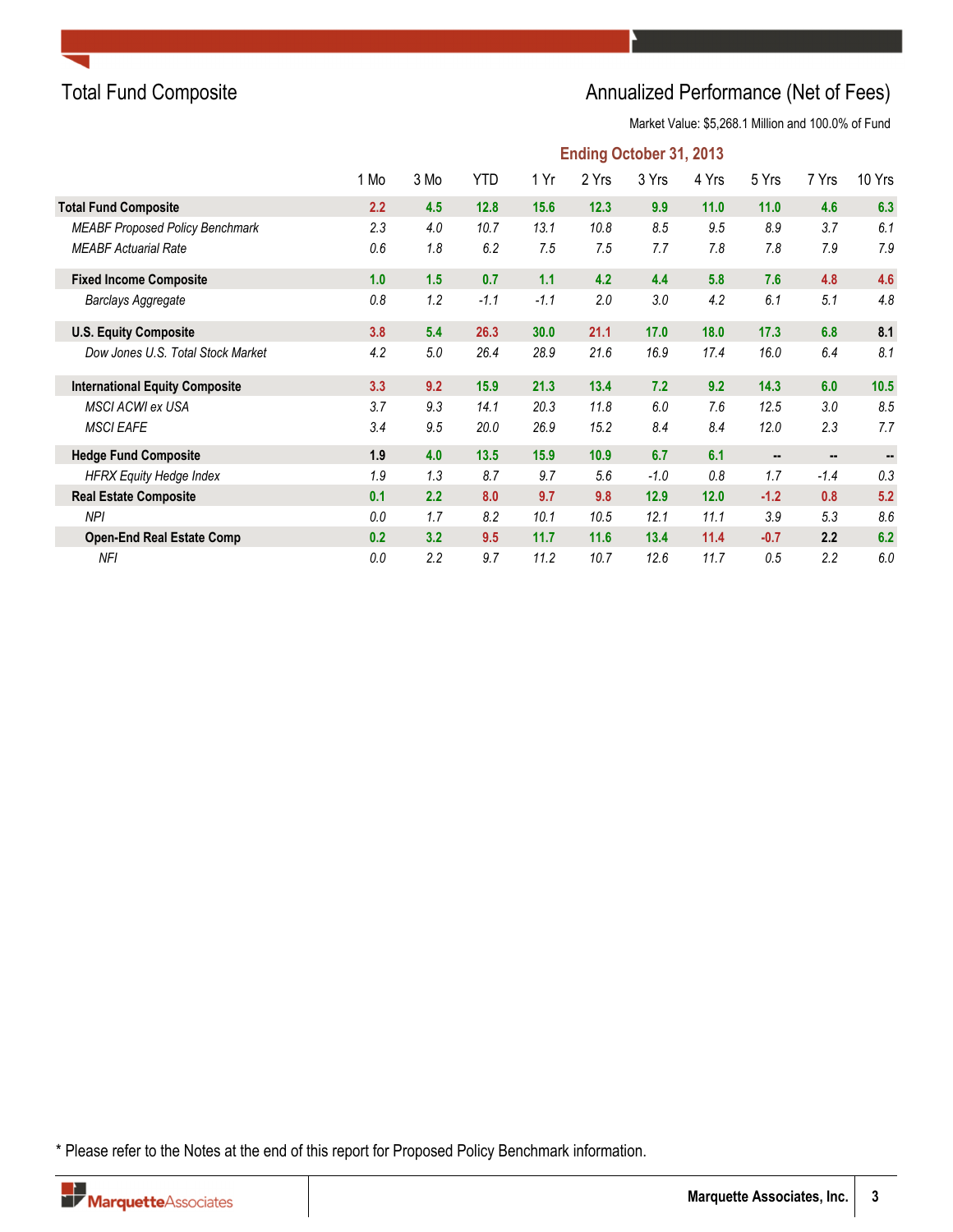## Total Fund Composite

## Annualized Performance (Net of Fees)

Market Value: $5,268.1 Million and 100.0% of Fund

**Ending October 31, 2013**

| | 1 Mo | 3 Mo | YTD | 1 Yr | 2 Yrs | 3 Yrs | 4 Yrs | 5 Yrs | 7 Yrs | 10 Yrs |
|---|---|---|---|---|---|---|---|---|---|---|
| **Total Fund Composite** | **2.2** | **4.5** | **12.8** | **15.6** | **12.3** | **9.9** | **11.0** | **11.0** | **4.6** | **6.3** |
| *MEABF Proposed Policy Benchmark* | *2.3* | *4.0* | *10.7* | *13.1* | *10.8* | *8.5* | *9.5* | *8.9* | *3.7* | *6.1* |
| *MEABF Actuarial Rate* | *0.6* | *1.8* | *6.2* | *7.5* | *7.5* | *7.7* | *7.8* | *7.8* | *7.9* | *7.9* |
| **Fixed Income Composite** | **1.0** | **1.5** | **0.7** | **1.1** | **4.2** | **4.4** | **5.8** | **7.6** | **4.8** | **4.6** |
| *Barclays Aggregate* | *0.8* | *1.2* | *-1.1* | *-1.1* | *2.0* | *3.0* | *4.2* | *6.1* | *5.1* | *4.8* |
| **U.S. Equity Composite** | **3.8** | **5.4** | **26.3** | **30.0** | **21.1** | **17.0** | **18.0** | **17.3** | **6.8** | **8.1** |
| *Dow Jones U.S. Total Stock Market* | *4.2* | *5.0* | *26.4* | *28.9* | *21.6* | *16.9* | *17.4* | *16.0* | *6.4* | *8.1* |
| **International Equity Composite** | **3.3** | **9.2** | **15.9** | **21.3** | **13.4** | **7.2** | **9.2** | **14.3** | **6.0** | **10.5** |
| *MSCI ACWI ex USA* | *3.7* | *9.3* | *14.1* | *20.3* | *11.8* | *6.0* | *7.6* | *12.5* | *3.0* | *8.5* |
| *MSCI EAFE* | *3.4* | *9.5* | *20.0* | *26.9* | *15.2* | *8.4* | *8.4* | *12.0* | *2.3* | *7.7* |
| **Hedge Fund Composite** | **1.9** | **4.0** | **13.5** | **15.9** | **10.9** | **6.7** | **6.1** | **--** | **--** | **--** |
| *HFRX Equity Hedge Index* | *1.9* | *1.3* | *8.7* | *9.7* | *5.6* | *-1.0* | *0.8* | *1.7* | *-1.4* | *0.3* |
| **Real Estate Composite** | **0.1** | **2.2** | **8.0** | **9.7** | **9.8** | **12.9** | **12.0** | **-1.2** | **0.8** | **5.2** |
| *NPI* | *0.0* | *1.7* | *8.2* | *10.1* | *10.5* | *12.1* | *11.1* | *3.9* | *5.3* | *8.6* |
| **Open-End Real Estate Comp** | **0.2** | **3.2** | **9.5** | **11.7** | **11.6** | **13.4** | **11.4** | **-0.7** | **2.2** | **6.2** |
| *NFI* | *0.0* | *2.2* | *9.7* | *11.2* | *10.7* | *12.6* | *11.7* | *0.5* | *2.2* | *6.0* |

* Please refer to the Notes at the end of this report for Proposed Policy Benchmark information.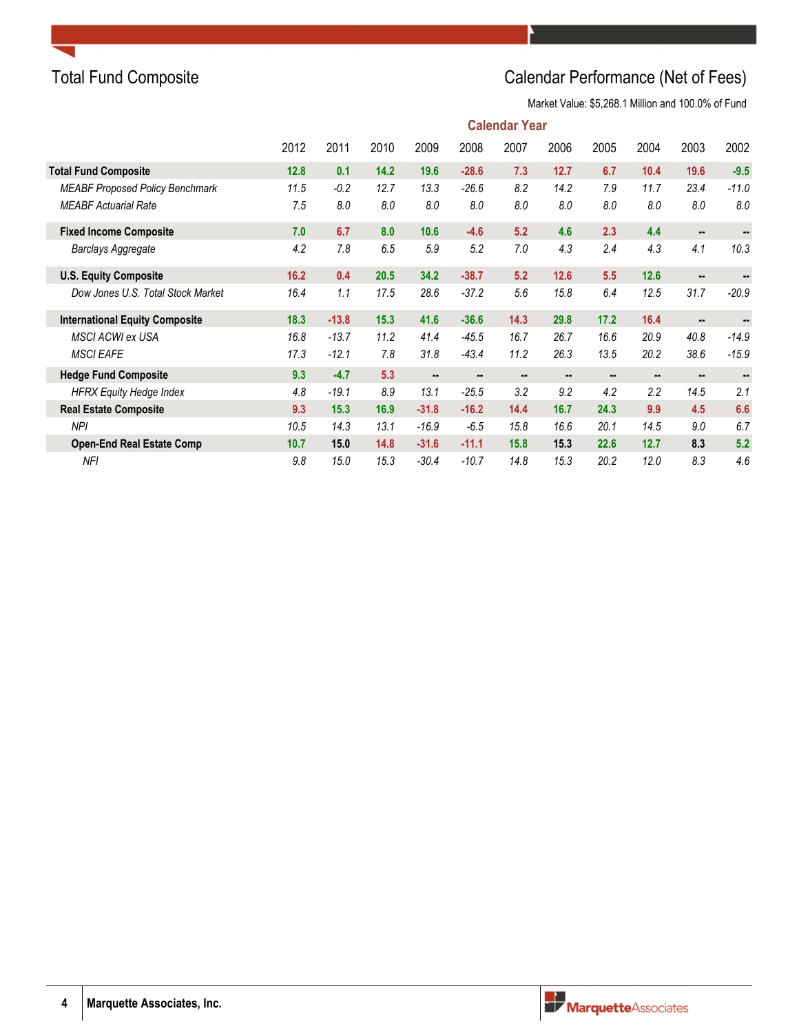# Total Fund Composite

## Calendar Performance (Net of Fees)

Market Value: $5,268.1 Million and 100.0% of Fund

| | Calendar Year | | | | | | | | | | |
|---|---|---|---|---|---|---|---|---|---|---|---|
| | 2012 | 2011 | 2010 | 2009 | 2008 | 2007 | 2006 | 2005 | 2004 | 2003 | 2002 |
| **Total Fund Composite** | **12.8** | **0.1** | **14.2** | **19.6** | **-28.6** | **7.3** | **12.7** | **6.7** | **10.4** | **19.6** | **-9.5** |
| *MEABF Proposed Policy Benchmark* | *11.5* | *-0.2* | *12.7* | *13.3* | *-26.6* | *8.2* | *14.2* | *7.9* | *11.7* | *23.4* | *-11.0* |
| *MEABF Actuarial Rate* | *7.5* | *8.0* | *8.0* | *8.0* | *8.0* | *8.0* | *8.0* | *8.0* | *8.0* | *8.0* | *8.0* |
| **Fixed Income Composite** | **7.0** | **6.7** | **8.0** | **10.6** | **-4.6** | **5.2** | **4.6** | **2.3** | **4.4** | **--** | **--** |
| *Barclays Aggregate* | *4.2* | *7.8* | *6.5* | *5.9* | *5.2* | *7.0* | *4.3* | *2.4* | *4.3* | *4.1* | *10.3* |
| **U.S. Equity Composite** | **16.2** | **0.4** | **20.5** | **34.2** | **-38.7** | **5.2** | **12.6** | **5.5** | **12.6** | **--** | **--** |
| *Dow Jones U.S. Total Stock Market* | *16.4* | *1.1* | *17.5* | *28.6* | *-37.2* | *5.6* | *15.8* | *6.4* | *12.5* | *31.7* | *-20.9* |
| **International Equity Composite** | **18.3** | **-13.8** | **15.3** | **41.6** | **-36.6** | **14.3** | **29.8** | **17.2** | **16.4** | **--** | **--** |
| *MSCI ACWI ex USA* | *16.8* | *-13.7* | *11.2* | *41.4* | *-45.5* | *16.7* | *26.7* | *16.6* | *20.9* | *40.8* | *-14.9* |
| *MSCI EAFE* | *17.3* | *-12.1* | *7.8* | *31.8* | *-43.4* | *11.2* | *26.3* | *13.5* | *20.2* | *38.6* | *-15.9* |
| **Hedge Fund Composite** | **9.3** | **-4.7** | **5.3** | **--** | **--** | **--** | **--** | **--** | **--** | **--** | **--** |
| *HFRX Equity Hedge Index* | *4.8* | *-19.1* | *8.9* | *13.1* | *-25.5* | *3.2* | *9.2* | *4.2* | *2.2* | *14.5* | *2.1* |
| **Real Estate Composite** | **9.3** | **15.3** | **16.9** | **-31.8** | **-16.2** | **14.4** | **16.7** | **24.3** | **9.9** | **4.5** | **6.6** |
| *NPI* | *10.5* | *14.3* | *13.1* | *-16.9* | *-6.5* | *15.8* | *16.6* | *20.1* | *14.5* | *9.0* | *6.7* |
| **Open-End Real Estate Comp** | **10.7** | **15.0** | **14.8** | **-31.6** | **-11.1** | **15.8** | **15.3** | **22.6** | **12.7** | **8.3** | **5.2** |
| *NFI* | *9.8* | *15.0* | *15.3* | *-30.4* | *-10.7* | *14.8* | *15.3* | *20.2* | *12.0* | *8.3* | *4.6* |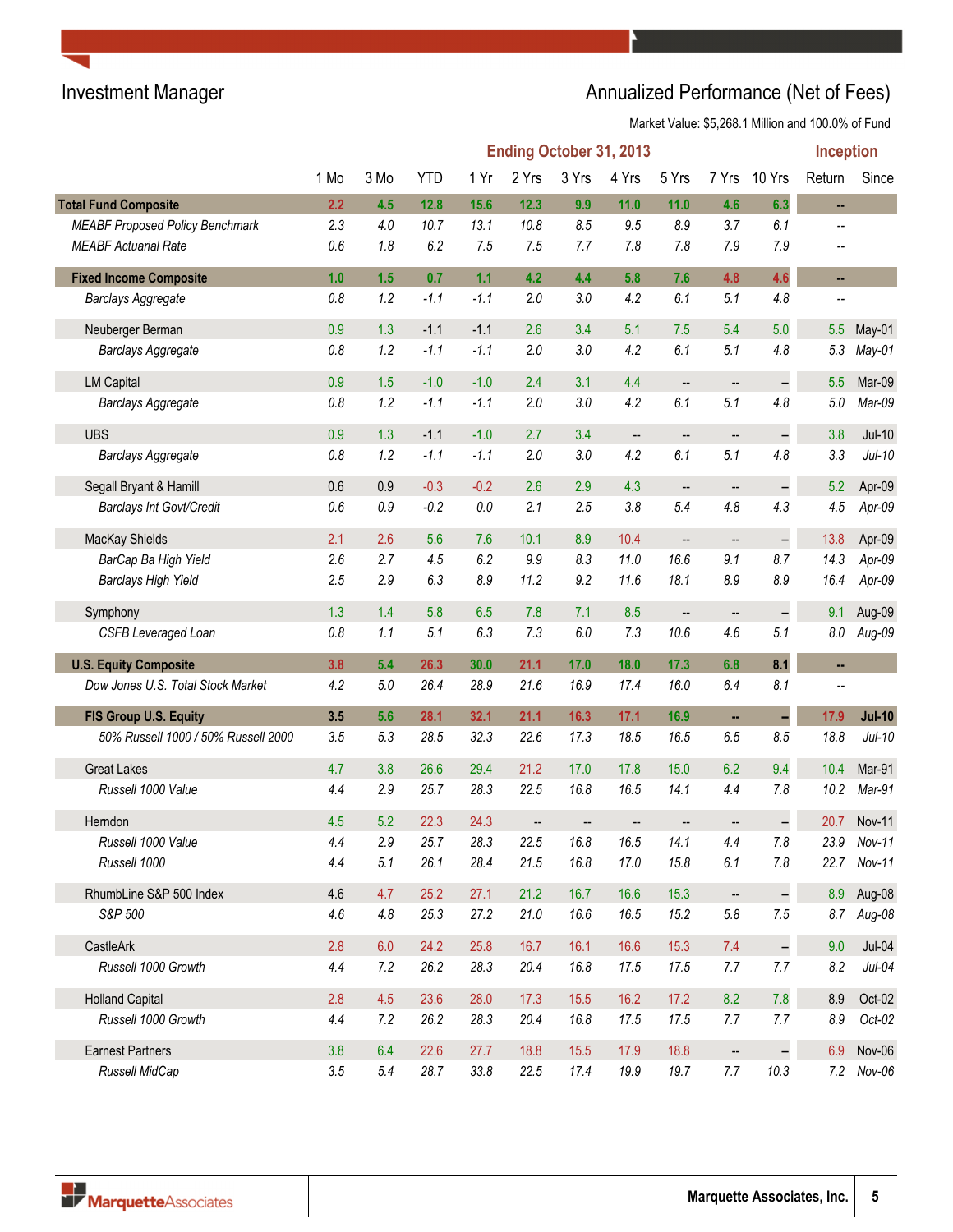# Investment Manager

## Annualized Performance (Net of Fees)

Market Value: $5,268.1 Million and 100.0% of Fund

| | Ending October 31, 2013 | | | | | | | | | | Inception | |
|---|---|---|---|---|---|---|---|---|---|---|---|---|
| | 1 Mo | 3 Mo | YTD | 1 Yr | 2 Yrs | 3 Yrs | 4 Yrs | 5 Yrs | 7 Yrs | 10 Yrs | Return | Since |
| **Total Fund Composite** | **2.2** | **4.5** | **12.8** | **15.6** | **12.3** | **9.9** | **11.0** | **11.0** | **4.6** | **6.3** | **--** | |
| *MEABF Proposed Policy Benchmark* | *2.3* | *4.0* | *10.7* | *13.1* | *10.8* | *8.5* | *9.5* | *8.9* | *3.7* | *6.1* | *--* | |
| *MEABF Actuarial Rate* | *0.6* | *1.8* | *6.2* | *7.5* | *7.5* | *7.7* | *7.8* | *7.8* | *7.9* | *7.9* | *--* | |
| **Fixed Income Composite** | **1.0** | **1.5** | **0.7** | **1.1** | **4.2** | **4.4** | **5.8** | **7.6** | **4.8** | **4.6** | **--** | |
| *Barclays Aggregate* | *0.8* | *1.2* | *-1.1* | *-1.1* | *2.0* | *3.0* | *4.2* | *6.1* | *5.1* | *4.8* | *--* | |
| Neuberger Berman | 0.9 | 1.3 | -1.1 | -1.1 | 2.6 | 3.4 | 5.1 | 7.5 | 5.4 | 5.0 | 5.5 | May-01 |
| *Barclays Aggregate* | *0.8* | *1.2* | *-1.1* | *-1.1* | *2.0* | *3.0* | *4.2* | *6.1* | *5.1* | *4.8* | *5.3* | *May-01* |
| LM Capital | 0.9 | 1.5 | -1.0 | -1.0 | 2.4 | 3.1 | 4.4 | -- | -- | -- | 5.5 | Mar-09 |
| *Barclays Aggregate* | *0.8* | *1.2* | *-1.1* | *-1.1* | *2.0* | *3.0* | *4.2* | *6.1* | *5.1* | *4.8* | *5.0* | *Mar-09* |
| UBS | 0.9 | 1.3 | -1.1 | -1.0 | 2.7 | 3.4 | -- | -- | -- | -- | 3.8 | Jul-10 |
| *Barclays Aggregate* | *0.8* | *1.2* | *-1.1* | *-1.1* | *2.0* | *3.0* | *4.2* | *6.1* | *5.1* | *4.8* | *3.3* | *Jul-10* |
| Segall Bryant & Hamill | 0.6 | 0.9 | -0.3 | -0.2 | 2.6 | 2.9 | 4.3 | -- | -- | -- | 5.2 | Apr-09 |
| *Barclays Int Govt/Credit* | *0.6* | *0.9* | *-0.2* | *0.0* | *2.1* | *2.5* | *3.8* | *5.4* | *4.8* | *4.3* | *4.5* | *Apr-09* |
| MacKay Shields | 2.1 | 2.6 | 5.6 | 7.6 | 10.1 | 8.9 | 10.4 | -- | -- | -- | 13.8 | Apr-09 |
| *BarCap Ba High Yield* | *2.6* | *2.7* | *4.5* | *6.2* | *9.9* | *8.3* | *11.0* | *16.6* | *9.1* | *8.7* | *14.3* | *Apr-09* |
| *Barclays High Yield* | *2.5* | *2.9* | *6.3* | *8.9* | *11.2* | *9.2* | *11.6* | *18.1* | *8.9* | *8.9* | *16.4* | *Apr-09* |
| Symphony | 1.3 | 1.4 | 5.8 | 6.5 | 7.8 | 7.1 | 8.5 | -- | -- | -- | 9.1 | Aug-09 |
| *CSFB Leveraged Loan* | *0.8* | *1.1* | *5.1* | *6.3* | *7.3* | *6.0* | *7.3* | *10.6* | *4.6* | *5.1* | *8.0* | *Aug-09* |
| **U.S. Equity Composite** | **3.8** | **5.4** | **26.3** | **30.0** | **21.1** | **17.0** | **18.0** | **17.3** | **6.8** | **8.1** | **--** | |
| *Dow Jones U.S. Total Stock Market* | *4.2* | *5.0* | *26.4* | *28.9* | *21.6* | *16.9* | *17.4* | *16.0* | *6.4* | *8.1* | *--* | |
| **FIS Group U.S. Equity** | **3.5** | **5.6** | **28.1** | **32.1** | **21.1** | **16.3** | **17.1** | **16.9** | **--** | **--** | **17.9** | **Jul-10** |
| *50% Russell 1000 / 50% Russell 2000* | *3.5* | *5.3* | *28.5* | *32.3* | *22.6* | *17.3* | *18.5* | *16.5* | *6.5* | *8.5* | *18.8* | *Jul-10* |
| Great Lakes | 4.7 | 3.8 | 26.6 | 29.4 | 21.2 | 17.0 | 17.8 | 15.0 | 6.2 | 9.4 | 10.4 | Mar-91 |
| *Russell 1000 Value* | *4.4* | *2.9* | *25.7* | *28.3* | *22.5* | *16.8* | *16.5* | *14.1* | *4.4* | *7.8* | *10.2* | *Mar-91* |
| Herndon | 4.5 | 5.2 | 22.3 | 24.3 | -- | -- | -- | -- | -- | -- | 20.7 | Nov-11 |
| *Russell 1000 Value* | *4.4* | *2.9* | *25.7* | *28.3* | *22.5* | *16.8* | *16.5* | *14.1* | *4.4* | *7.8* | *23.9* | *Nov-11* |
| *Russell 1000* | *4.4* | *5.1* | *26.1* | *28.4* | *21.5* | *16.8* | *17.0* | *15.8* | *6.1* | *7.8* | *22.7* | *Nov-11* |
| RhumbLine S&P 500 Index | 4.6 | 4.7 | 25.2 | 27.1 | 21.2 | 16.7 | 16.6 | 15.3 | -- | -- | 8.9 | Aug-08 |
| *S&P 500* | *4.6* | *4.8* | *25.3* | *27.2* | *21.0* | *16.6* | *16.5* | *15.2* | *5.8* | *7.5* | *8.7* | *Aug-08* |
| CastleArk | 2.8 | 6.0 | 24.2 | 25.8 | 16.7 | 16.1 | 16.6 | 15.3 | 7.4 | -- | 9.0 | Jul-04 |
| *Russell 1000 Growth* | *4.4* | *7.2* | *26.2* | *28.3* | *20.4* | *16.8* | *17.5* | *17.5* | *7.7* | *7.7* | *8.2* | *Jul-04* |
| Holland Capital | 2.8 | 4.5 | 23.6 | 28.0 | 17.3 | 15.5 | 16.2 | 17.2 | 8.2 | 7.8 | 8.9 | Oct-02 |
| *Russell 1000 Growth* | *4.4* | *7.2* | *26.2* | *28.3* | *20.4* | *16.8* | *17.5* | *17.5* | *7.7* | *7.7* | *8.9* | *Oct-02* |
| Earnest Partners | 3.8 | 6.4 | 22.6 | 27.7 | 18.8 | 15.5 | 17.9 | 18.8 | -- | -- | 6.9 | Nov-06 |
| *Russell MidCap* | *3.5* | *5.4* | *28.7* | *33.8* | *22.5* | *17.4* | *19.9* | *19.7* | *7.7* | *10.3* | *7.2* | *Nov-06* |

Marquette Associates, Inc.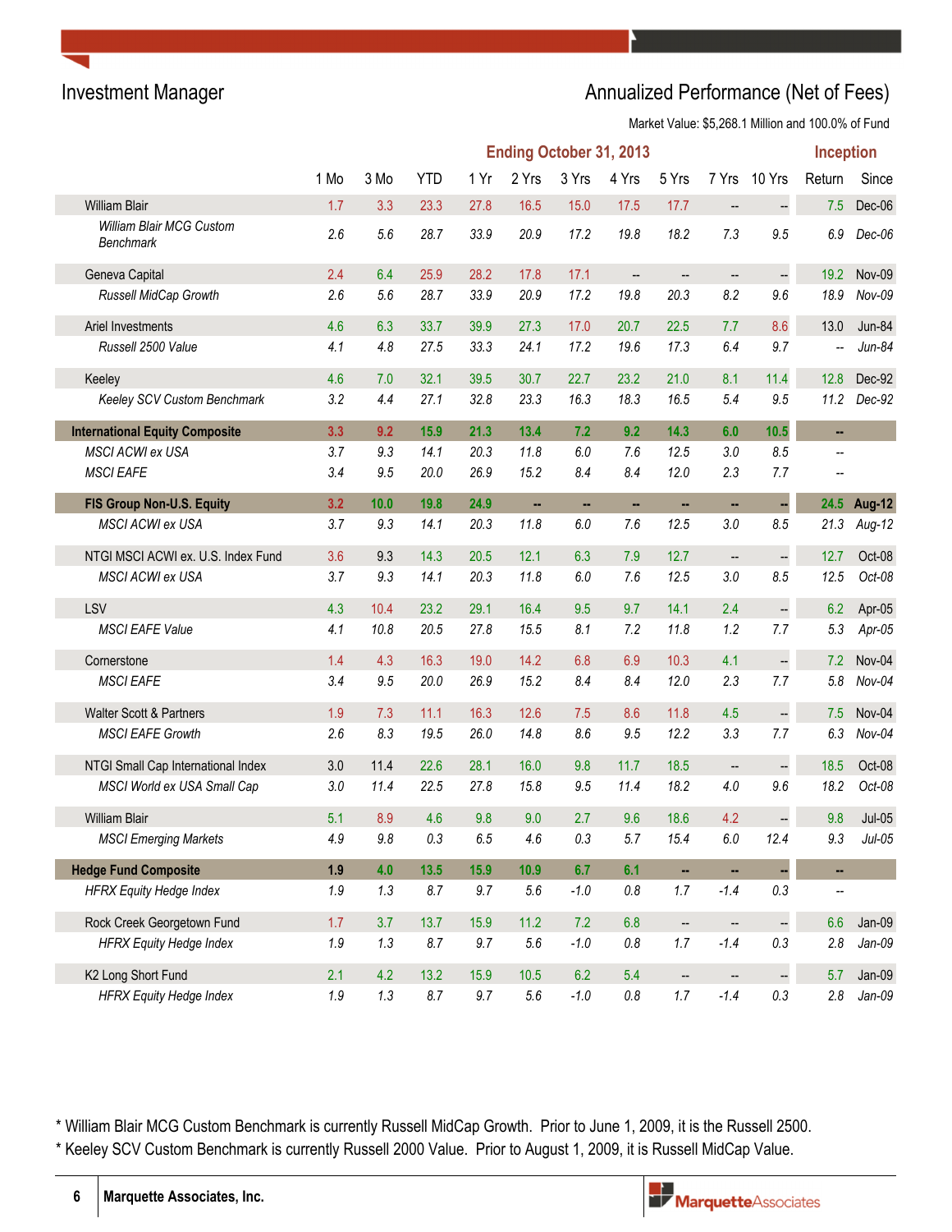Investment Manager

Annualized Performance (Net of Fees)

Market Value: $5,268.1 Million and 100.0% of Fund

| | Ending October 31, 2013 | | | | | | | | | | Inception | |
|---|---|---|---|---|---|---|---|---|---|---|---|---|
| | 1 Mo | 3 Mo | YTD | 1 Yr | 2 Yrs | 3 Yrs | 4 Yrs | 5 Yrs | 7 Yrs | 10 Yrs | Return | Since |
| William Blair | 1.7 | 3.3 | 23.3 | 27.8 | 16.5 | 15.0 | 17.5 | 17.7 | -- | -- | 7.5 | Dec-06 |
| *William Blair MCG Custom Benchmark* | *2.6* | *5.6* | *28.7* | *33.9* | *20.9* | *17.2* | *19.8* | *18.2* | *7.3* | *9.5* | *6.9* | *Dec-06* |
| Geneva Capital | 2.4 | 6.4 | 25.9 | 28.2 | 17.8 | 17.1 | -- | -- | -- | -- | 19.2 | Nov-09 |
| *Russell MidCap Growth* | *2.6* | *5.6* | *28.7* | *33.9* | *20.9* | *17.2* | *19.8* | *20.3* | *8.2* | *9.6* | *18.9* | *Nov-09* |
| Ariel Investments | 4.6 | 6.3 | 33.7 | 39.9 | 27.3 | 17.0 | 20.7 | 22.5 | 7.7 | 8.6 | 13.0 | Jun-84 |
| *Russell 2500 Value* | *4.1* | *4.8* | *27.5* | *33.3* | *24.1* | *17.2* | *19.6* | *17.3* | *6.4* | *9.7* | *--* | *Jun-84* |
| Keeley | 4.6 | 7.0 | 32.1 | 39.5 | 30.7 | 22.7 | 23.2 | 21.0 | 8.1 | 11.4 | 12.8 | Dec-92 |
| *Keeley SCV Custom Benchmark* | *3.2* | *4.4* | *27.1* | *32.8* | *23.3* | *16.3* | *18.3* | *16.5* | *5.4* | *9.5* | *11.2* | *Dec-92* |
| **International Equity Composite** | **3.3** | **9.2** | **15.9** | **21.3** | **13.4** | **7.2** | **9.2** | **14.3** | **6.0** | **10.5** | **--** | |
| *MSCI ACWI ex USA* | *3.7* | *9.3* | *14.1* | *20.3* | *11.8* | *6.0* | *7.6* | *12.5* | *3.0* | *8.5* | *--* | |
| *MSCI EAFE* | *3.4* | *9.5* | *20.0* | *26.9* | *15.2* | *8.4* | *8.4* | *12.0* | *2.3* | *7.7* | *--* | |
| **FIS Group Non-U.S. Equity** | **3.2** | **10.0** | **19.8** | **24.9** | **--** | **--** | **--** | **--** | **--** | **--** | **24.5** | **Aug-12** |
| *MSCI ACWI ex USA* | *3.7* | *9.3* | *14.1* | *20.3* | *11.8* | *6.0* | *7.6* | *12.5* | *3.0* | *8.5* | *21.3* | *Aug-12* |
| NTGI MSCI ACWI ex. U.S. Index Fund | 3.6 | 9.3 | 14.3 | 20.5 | 12.1 | 6.3 | 7.9 | 12.7 | -- | -- | 12.7 | Oct-08 |
| *MSCI ACWI ex USA* | *3.7* | *9.3* | *14.1* | *20.3* | *11.8* | *6.0* | *7.6* | *12.5* | *3.0* | *8.5* | *12.5* | *Oct-08* |
| LSV | 4.3 | 10.4 | 23.2 | 29.1 | 16.4 | 9.5 | 9.7 | 14.1 | 2.4 | -- | 6.2 | Apr-05 |
| *MSCI EAFE Value* | *4.1* | *10.8* | *20.5* | *27.8* | *15.5* | *8.1* | *7.2* | *11.8* | *1.2* | *7.7* | *5.3* | *Apr-05* |
| Cornerstone | 1.4 | 4.3 | 16.3 | 19.0 | 14.2 | 6.8 | 6.9 | 10.3 | 4.1 | -- | 7.2 | Nov-04 |
| *MSCI EAFE* | *3.4* | *9.5* | *20.0* | *26.9* | *15.2* | *8.4* | *8.4* | *12.0* | *2.3* | *7.7* | *5.8* | *Nov-04* |
| Walter Scott & Partners | 1.9 | 7.3 | 11.1 | 16.3 | 12.6 | 7.5 | 8.6 | 11.8 | 4.5 | -- | 7.5 | Nov-04 |
| *MSCI EAFE Growth* | *2.6* | *8.3* | *19.5* | *26.0* | *14.8* | *8.6* | *9.5* | *12.2* | *3.3* | *7.7* | *6.3* | *Nov-04* |
| NTGI Small Cap International Index | 3.0 | 11.4 | 22.6 | 28.1 | 16.0 | 9.8 | 11.7 | 18.5 | -- | -- | 18.5 | Oct-08 |
| *MSCI World ex USA Small Cap* | *3.0* | *11.4* | *22.5* | *27.8* | *15.8* | *9.5* | *11.4* | *18.2* | *4.0* | *9.6* | *18.2* | *Oct-08* |
| William Blair | 5.1 | 8.9 | 4.6 | 9.8 | 9.0 | 2.7 | 9.6 | 18.6 | 4.2 | -- | 9.8 | Jul-05 |
| *MSCI Emerging Markets* | *4.9* | *9.8* | *0.3* | *6.5* | *4.6* | *0.3* | *5.7* | *15.4* | *6.0* | *12.4* | *9.3* | *Jul-05* |
| **Hedge Fund Composite** | **1.9** | **4.0** | **13.5** | **15.9** | **10.9** | **6.7** | **6.1** | **--** | **--** | **--** | **--** | |
| *HFRX Equity Hedge Index* | *1.9* | *1.3* | *8.7* | *9.7* | *5.6* | *-1.0* | *0.8* | *1.7* | *-1.4* | *0.3* | *--* | |
| Rock Creek Georgetown Fund | 1.7 | 3.7 | 13.7 | 15.9 | 11.2 | 7.2 | 6.8 | -- | -- | -- | 6.6 | Jan-09 |
| *HFRX Equity Hedge Index* | *1.9* | *1.3* | *8.7* | *9.7* | *5.6* | *-1.0* | *0.8* | *1.7* | *-1.4* | *0.3* | *2.8* | *Jan-09* |
| K2 Long Short Fund | 2.1 | 4.2 | 13.2 | 15.9 | 10.5 | 6.2 | 5.4 | -- | -- | -- | 5.7 | Jan-09 |
| *HFRX Equity Hedge Index* | *1.9* | *1.3* | *8.7* | *9.7* | *5.6* | *-1.0* | *0.8* | *1.7* | *-1.4* | *0.3* | *2.8* | *Jan-09* |

* William Blair MCG Custom Benchmark is currently Russell MidCap Growth. Prior to June 1, 2009, it is the Russell 2500.

* Keeley SCV Custom Benchmark is currently Russell 2000 Value. Prior to August 1, 2009, it is Russell MidCap Value.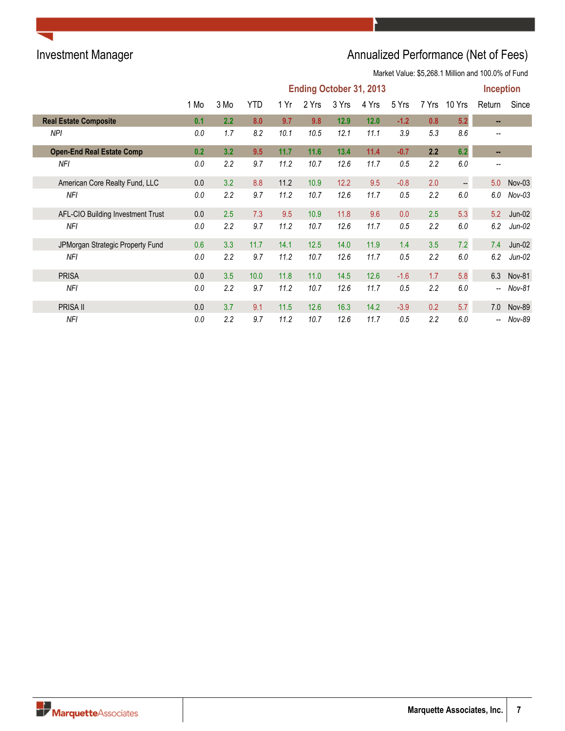## Investment Manager

## Annualized Performance (Net of Fees)

Market Value: $5,268.1 Million and 100.0% of Fund

| | Ending October 31, 2013 | | | | | | | | | | Inception | |
|---|---|---|---|---|---|---|---|---|---|---|---|---|
| | 1 Mo | 3 Mo | YTD | 1 Yr | 2 Yrs | 3 Yrs | 4 Yrs | 5 Yrs | 7 Yrs | 10 Yrs | Return | Since |
| **Real Estate Composite** | **0.1** | **2.2** | **8.0** | **9.7** | **9.8** | **12.9** | **12.0** | **-1.2** | **0.8** | **5.2** | **--** | |
| *NPI* | *0.0* | *1.7* | *8.2* | *10.1* | *10.5* | *12.1* | *11.1* | *3.9* | *5.3* | *8.6* | *--* | |
| **Open-End Real Estate Comp** | **0.2** | **3.2** | **9.5** | **11.7** | **11.6** | **13.4** | **11.4** | **-0.7** | **2.2** | **6.2** | **--** | |
| *NFI* | *0.0* | *2.2* | *9.7* | *11.2* | *10.7* | *12.6* | *11.7* | *0.5* | *2.2* | *6.0* | *--* | |
| American Core Realty Fund, LLC | 0.0 | 3.2 | 8.8 | 11.2 | 10.9 | 12.2 | 9.5 | -0.8 | 2.0 | -- | 5.0 | Nov-03 |
| *NFI* | *0.0* | *2.2* | *9.7* | *11.2* | *10.7* | *12.6* | *11.7* | *0.5* | *2.2* | *6.0* | *6.0* | *Nov-03* |
| AFL-CIO Building Investment Trust | 0.0 | 2.5 | 7.3 | 9.5 | 10.9 | 11.8 | 9.6 | 0.0 | 2.5 | 5.3 | 5.2 | Jun-02 |
| *NFI* | *0.0* | *2.2* | *9.7* | *11.2* | *10.7* | *12.6* | *11.7* | *0.5* | *2.2* | *6.0* | *6.2* | *Jun-02* |
| JPMorgan Strategic Property Fund | 0.6 | 3.3 | 11.7 | 14.1 | 12.5 | 14.0 | 11.9 | 1.4 | 3.5 | 7.2 | 7.4 | Jun-02 |
| *NFI* | *0.0* | *2.2* | *9.7* | *11.2* | *10.7* | *12.6* | *11.7* | *0.5* | *2.2* | *6.0* | *6.2* | *Jun-02* |
| PRISA | 0.0 | 3.5 | 10.0 | 11.8 | 11.0 | 14.5 | 12.6 | -1.6 | 1.7 | 5.8 | 6.3 | Nov-81 |
| *NFI* | *0.0* | *2.2* | *9.7* | *11.2* | *10.7* | *12.6* | *11.7* | *0.5* | *2.2* | *6.0* | *--* | *Nov-81* |
| PRISA II | 0.0 | 3.7 | 9.1 | 11.5 | 12.6 | 16.3 | 14.2 | -3.9 | 0.2 | 5.7 | 7.0 | Nov-89 |
| *NFI* | *0.0* | *2.2* | *9.7* | *11.2* | *10.7* | *12.6* | *11.7* | *0.5* | *2.2* | *6.0* | *--* | *Nov-89* |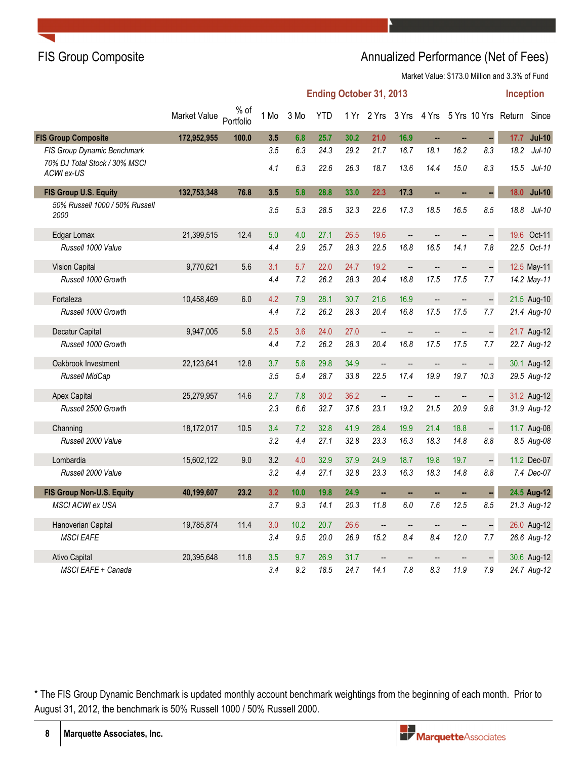# FIS Group Composite

## Annualized Performance (Net of Fees)

Market Value: $173.0 Million and 3.3% of Fund

| | Market Value | % of Portfolio | 1 Mo | 3 Mo | YTD | 1 Yr | 2 Yrs | 3 Yrs | 4 Yrs | 5 Yrs | 10 Yrs | Return | Since |
|---|---|---|---|---|---|---|---|---|---|---|---|---|---|
| | | | Ending October 31, 2013 | | | | | | | | | Inception | |
| **FIS Group Composite** | **172,952,955** | **100.0** | **3.5** | **6.8** | **25.7** | **30.2** | **21.0** | **16.9** | **--** | **--** | **--** | **17.7** | **Jul-10** |
| *FIS Group Dynamic Benchmark* | | | *3.5* | *6.3* | *24.3* | *29.2* | *21.7* | *16.7* | *18.1* | *16.2* | *8.3* | *18.2* | *Jul-10* |
| *70% DJ Total Stock / 30% MSCI ACWI ex-US* | | | *4.1* | *6.3* | *22.6* | *26.3* | *18.7* | *13.6* | *14.4* | *15.0* | *8.3* | *15.5* | *Jul-10* |
| **FIS Group U.S. Equity** | **132,753,348** | **76.8** | **3.5** | **5.8** | **28.8** | **33.0** | **22.3** | **17.3** | **--** | **--** | **--** | **18.0** | **Jul-10** |
| *50% Russell 1000 / 50% Russell 2000* | | | *3.5* | *5.3* | *28.5* | *32.3* | *22.6* | *17.3* | *18.5* | *16.5* | *8.5* | *18.8* | *Jul-10* |
| Edgar Lomax | 21,399,515 | 12.4 | 5.0 | 4.0 | 27.1 | 26.5 | 19.6 | -- | -- | -- | -- | 19.6 | Oct-11 |
| *Russell 1000 Value* | | | *4.4* | *2.9* | *25.7* | *28.3* | *22.5* | *16.8* | *16.5* | *14.1* | *7.8* | *22.5* | *Oct-11* |
| Vision Capital | 9,770,621 | 5.6 | 3.1 | 5.7 | 22.0 | 24.7 | 19.2 | -- | -- | -- | -- | 12.5 | May-11 |
| *Russell 1000 Growth* | | | *4.4* | *7.2* | *26.2* | *28.3* | *20.4* | *16.8* | *17.5* | *17.5* | *7.7* | *14.2* | *May-11* |
| Fortaleza | 10,458,469 | 6.0 | 4.2 | 7.9 | 28.1 | 30.7 | 21.6 | 16.9 | -- | -- | -- | 21.5 | Aug-10 |
| *Russell 1000 Growth* | | | *4.4* | *7.2* | *26.2* | *28.3* | *20.4* | *16.8* | *17.5* | *17.5* | *7.7* | *21.4* | *Aug-10* |
| Decatur Capital | 9,947,005 | 5.8 | 2.5 | 3.6 | 24.0 | 27.0 | -- | -- | -- | -- | -- | 21.7 | Aug-12 |
| *Russell 1000 Growth* | | | *4.4* | *7.2* | *26.2* | *28.3* | *20.4* | *16.8* | *17.5* | *17.5* | *7.7* | *22.7* | *Aug-12* |
| Oakbrook Investment | 22,123,641 | 12.8 | 3.7 | 5.6 | 29.8 | 34.9 | -- | -- | -- | -- | -- | 30.1 | Aug-12 |
| *Russell MidCap* | | | *3.5* | *5.4* | *28.7* | *33.8* | *22.5* | *17.4* | *19.9* | *19.7* | *10.3* | *29.5* | *Aug-12* |
| Apex Capital | 25,279,957 | 14.6 | 2.7 | 7.8 | 30.2 | 36.2 | -- | -- | -- | -- | -- | 31.2 | Aug-12 |
| *Russell 2500 Growth* | | | *2.3* | *6.6* | *32.7* | *37.6* | *23.1* | *19.2* | *21.5* | *20.9* | *9.8* | *31.9* | *Aug-12* |
| Channing | 18,172,017 | 10.5 | 3.4 | 7.2 | 32.8 | 41.9 | 28.4 | 19.9 | 21.4 | 18.8 | -- | 11.7 | Aug-08 |
| *Russell 2000 Value* | | | *3.2* | *4.4* | *27.1* | *32.8* | *23.3* | *16.3* | *18.3* | *14.8* | *8.8* | *8.5* | *Aug-08* |
| Lombardia | 15,602,122 | 9.0 | 3.2 | 4.0 | 32.9 | 37.9 | 24.9 | 18.7 | 19.8 | 19.7 | -- | 11.2 | Dec-07 |
| *Russell 2000 Value* | | | *3.2* | *4.4* | *27.1* | *32.8* | *23.3* | *16.3* | *18.3* | *14.8* | *8.8* | *7.4* | *Dec-07* |
| **FIS Group Non-U.S. Equity** | **40,199,607** | **23.2** | **3.2** | **10.0** | **19.8** | **24.9** | **--** | **--** | **--** | **--** | **--** | **24.5** | **Aug-12** |
| *MSCI ACWI ex USA* | | | *3.7* | *9.3* | *14.1* | *20.3* | *11.8* | *6.0* | *7.6* | *12.5* | *8.5* | *21.3* | *Aug-12* |
| Hanoverian Capital | 19,785,874 | 11.4 | 3.0 | 10.2 | 20.7 | 26.6 | -- | -- | -- | -- | -- | 26.0 | Aug-12 |
| *MSCI EAFE* | | | *3.4* | *9.5* | *20.0* | *26.9* | *15.2* | *8.4* | *8.4* | *12.0* | *7.7* | *26.6* | *Aug-12* |
| Ativo Capital | 20,395,648 | 11.8 | 3.5 | 9.7 | 26.9 | 31.7 | -- | -- | -- | -- | -- | 30.6 | Aug-12 |
| *MSCI EAFE + Canada* | | | *3.4* | *9.2* | *18.5* | *24.7* | *14.1* | *7.8* | *8.3* | *11.9* | *7.9* | *24.7* | *Aug-12* |

* The FIS Group Dynamic Benchmark is updated monthly account benchmark weightings from the beginning of each month. Prior to August 31, 2012, the benchmark is 50% Russell 1000 / 50% Russell 2000.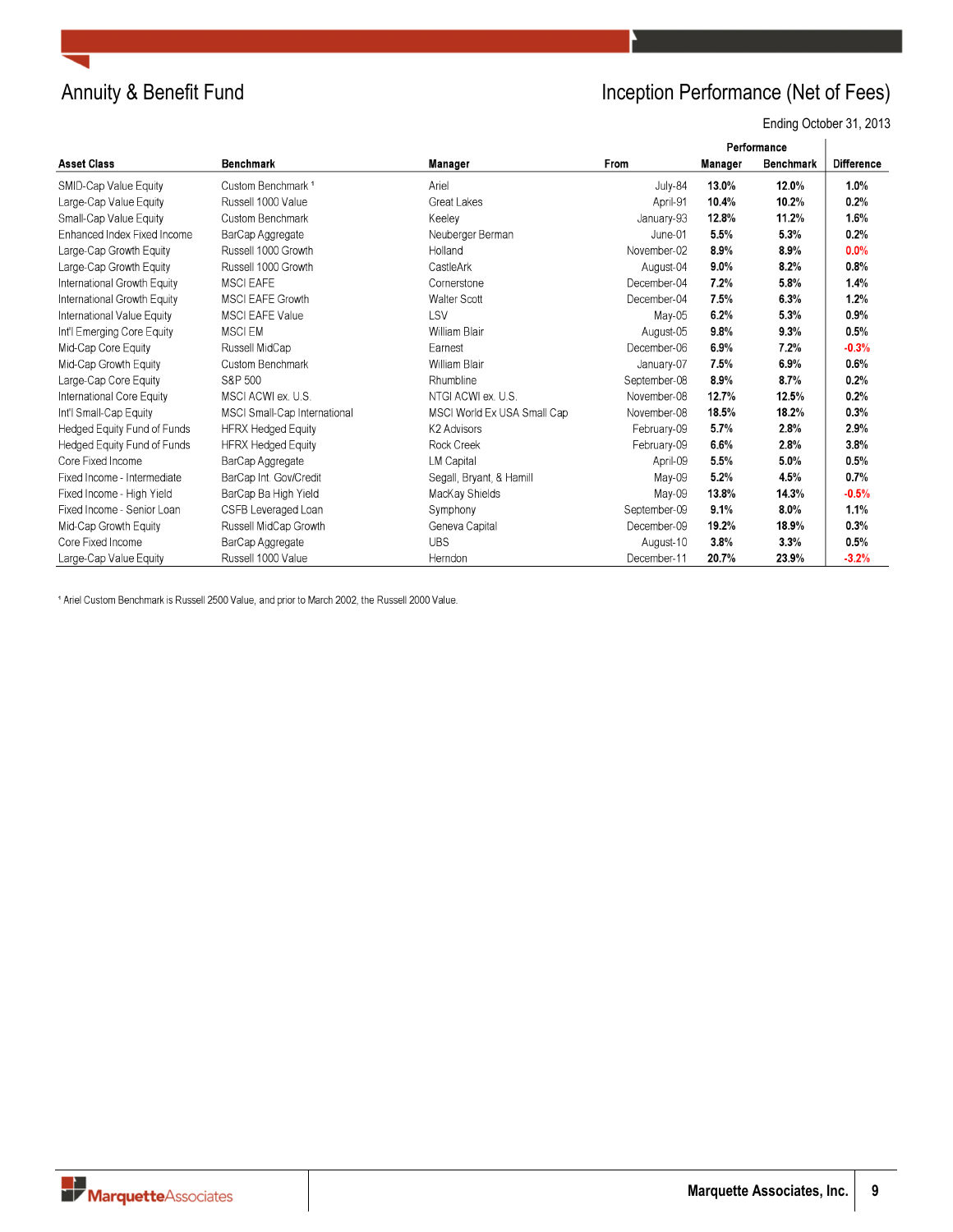# Annuity & Benefit Fund

## Inception Performance (Net of Fees)

Ending October 31, 2013

| Asset Class | Benchmark | Manager | From | Performance Manager | Performance Benchmark | Difference |
|---|---|---|---|---|---|---|
| SMID-Cap Value Equity | Custom Benchmark [1] | Ariel | July-84 | 13.0% | 12.0% | 1.0% |
| Large-Cap Value Equity | Russell 1000 Value | Great Lakes | April-91 | 10.4% | 10.2% | 0.2% |
| Small-Cap Value Equity | Custom Benchmark | Keeley | January-93 | 12.8% | 11.2% | 1.6% |
| Enhanced Index Fixed Income | BarCap Aggregate | Neuberger Berman | June-01 | 5.5% | 5.3% | 0.2% |
| Large-Cap Growth Equity | Russell 1000 Growth | Holland | November-02 | 8.9% | 8.9% | 0.0% |
| Large-Cap Growth Equity | Russell 1000 Growth | CastleArk | August-04 | 9.0% | 8.2% | 0.8% |
| International Growth Equity | MSCI EAFE | Cornerstone | December-04 | 7.2% | 5.8% | 1.4% |
| International Growth Equity | MSCI EAFE Growth | Walter Scott | December-04 | 7.5% | 6.3% | 1.2% |
| International Value Equity | MSCI EAFE Value | LSV | May-05 | 6.2% | 5.3% | 0.9% |
| Int'l Emerging Core Equity | MSCI EM | William Blair | August-05 | 9.8% | 9.3% | 0.5% |
| Mid-Cap Core Equity | Russell MidCap | Earnest | December-06 | 6.9% | 7.2% | -0.3% |
| Mid-Cap Growth Equity | Custom Benchmark | William Blair | January-07 | 7.5% | 6.9% | 0.6% |
| Large-Cap Core Equity | S&P 500 | Rhumbline | September-08 | 8.9% | 8.7% | 0.2% |
| International Core Equity | MSCI ACWI ex. U.S. | NTGI ACWI ex. U.S. | November-08 | 12.7% | 12.5% | 0.2% |
| Int'l Small-Cap Equity | MSCI Small-Cap International | MSCI World Ex USA Small Cap | November-08 | 18.5% | 18.2% | 0.3% |
| Hedged Equity Fund of Funds | HFRX Hedged Equity | K2 Advisors | February-09 | 5.7% | 2.8% | 2.9% |
| Hedged Equity Fund of Funds | HFRX Hedged Equity | Rock Creek | February-09 | 6.6% | 2.8% | 3.8% |
| Core Fixed Income | BarCap Aggregate | LM Capital | April-09 | 5.5% | 5.0% | 0.5% |
| Fixed Income - Intermediate | BarCap Int. Gov/Credit | Segall, Bryant, & Hamill | May-09 | 5.2% | 4.5% | 0.7% |
| Fixed Income - High Yield | BarCap Ba High Yield | MacKay Shields | May-09 | 13.8% | 14.3% | -0.5% |
| Fixed Income - Senior Loan | CSFB Leveraged Loan | Symphony | September-09 | 9.1% | 8.0% | 1.1% |
| Mid-Cap Growth Equity | Russell MidCap Growth | Geneva Capital | December-09 | 19.2% | 18.9% | 0.3% |
| Core Fixed Income | BarCap Aggregate | UBS | August-10 | 3.8% | 3.3% | 0.5% |
| Large-Cap Value Equity | Russell 1000 Value | Herndon | December-11 | 20.7% | 23.9% | -3.2% |

[1] Ariel Custom Benchmark is Russell 2500 Value, and prior to March 2002, the Russell 2000 Value.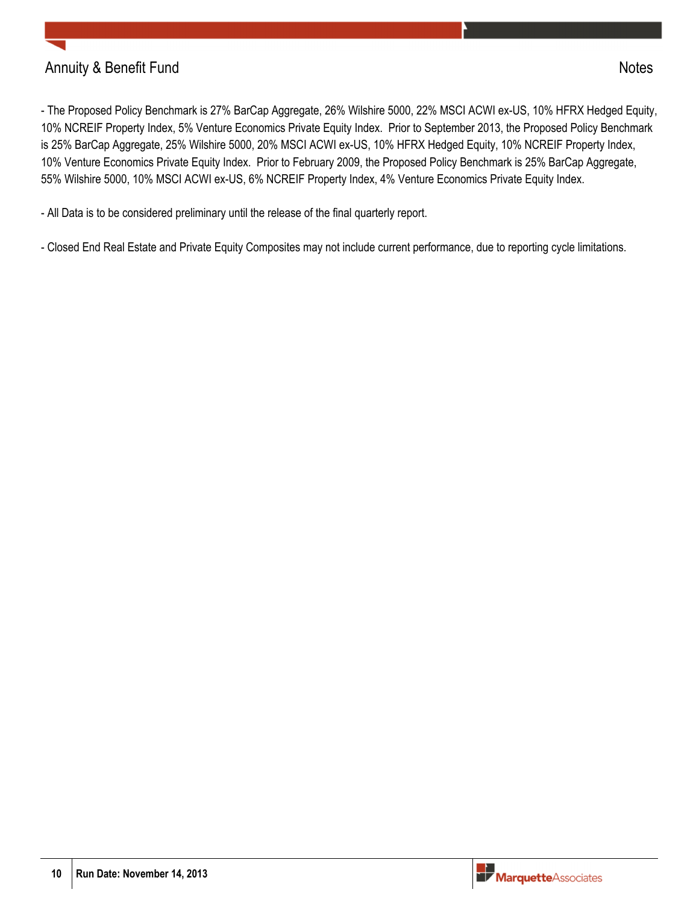- The Proposed Policy Benchmark is 27% BarCap Aggregate, 26% Wilshire 5000, 22% MSCI ACWI ex-US, 10% HFRX Hedged Equity, 10% NCREIF Property Index, 5% Venture Economics Private Equity Index. Prior to September 2013, the Proposed Policy Benchmark is 25% BarCap Aggregate, 25% Wilshire 5000, 20% MSCI ACWI ex-US, 10% HFRX Hedged Equity, 10% NCREIF Property Index, 10% Venture Economics Private Equity Index. Prior to February 2009, the Proposed Policy Benchmark is 25% BarCap Aggregate, 55% Wilshire 5000, 10% MSCI ACWI ex-US, 6% NCREIF Property Index, 4% Venture Economics Private Equity Index.

- All Data is to be considered preliminary until the release of the final quarterly report.

- Closed End Real Estate and Private Equity Composites may not include current performance, due to reporting cycle limitations.